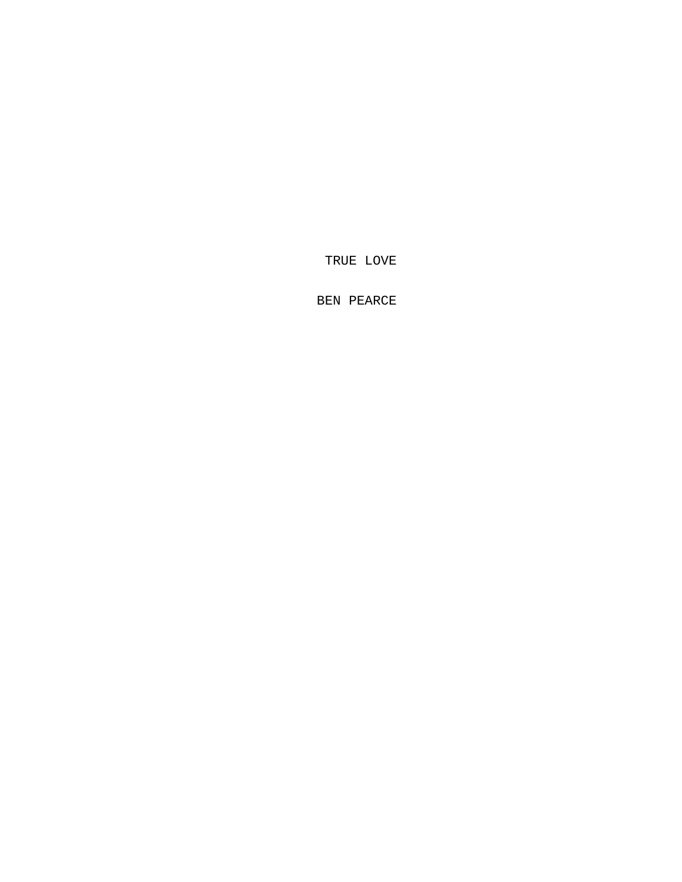# TRUE LOVE

BEN PEARCE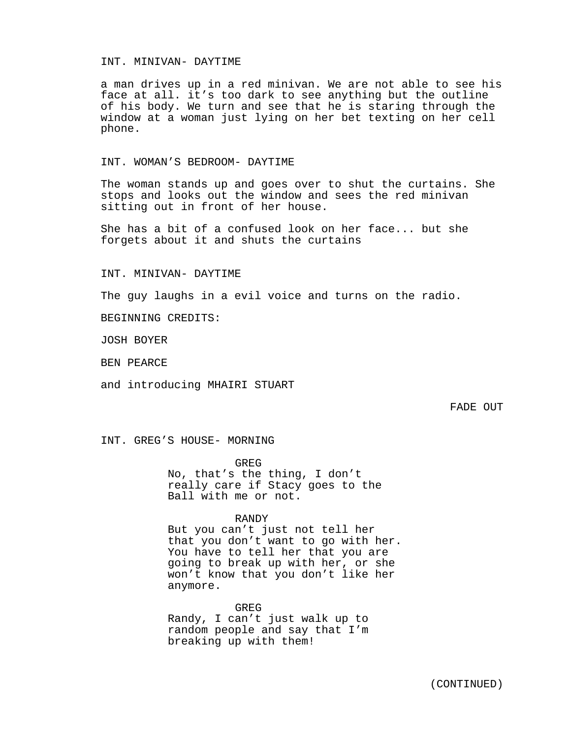INT. MINIVAN- DAYTIME

a man drives up in a red minivan. We are not able to see his face at all. it's too dark to see anything but the outline of his body. We turn and see that he is staring through the window at a woman just lying on her bet texting on her cell phone.

INT. WOMAN'S BEDROOM- DAYTIME

The woman stands up and goes over to shut the curtains. She stops and looks out the window and sees the red minivan sitting out in front of her house.

She has a bit of a confused look on her face... but she forgets about it and shuts the curtains

INT. MINIVAN- DAYTIME

The guy laughs in a evil voice and turns on the radio.

BEGINNING CREDITS:

JOSH BOYER

BEN PEARCE

and introducing MHAIRI STUART

FADE OUT

INT. GREG'S HOUSE- MORNING

GREG
No, that's the thing, I don't really care if Stacy goes to the Ball with me or not.

RANDY
But you can't just not tell her that you don't want to go with her. You have to tell her that you are going to break up with her, or she won't know that you don't like her anymore.

GREG
Randy, I can't just walk up to random people and say that I'm breaking up with them!

(CONTINUED)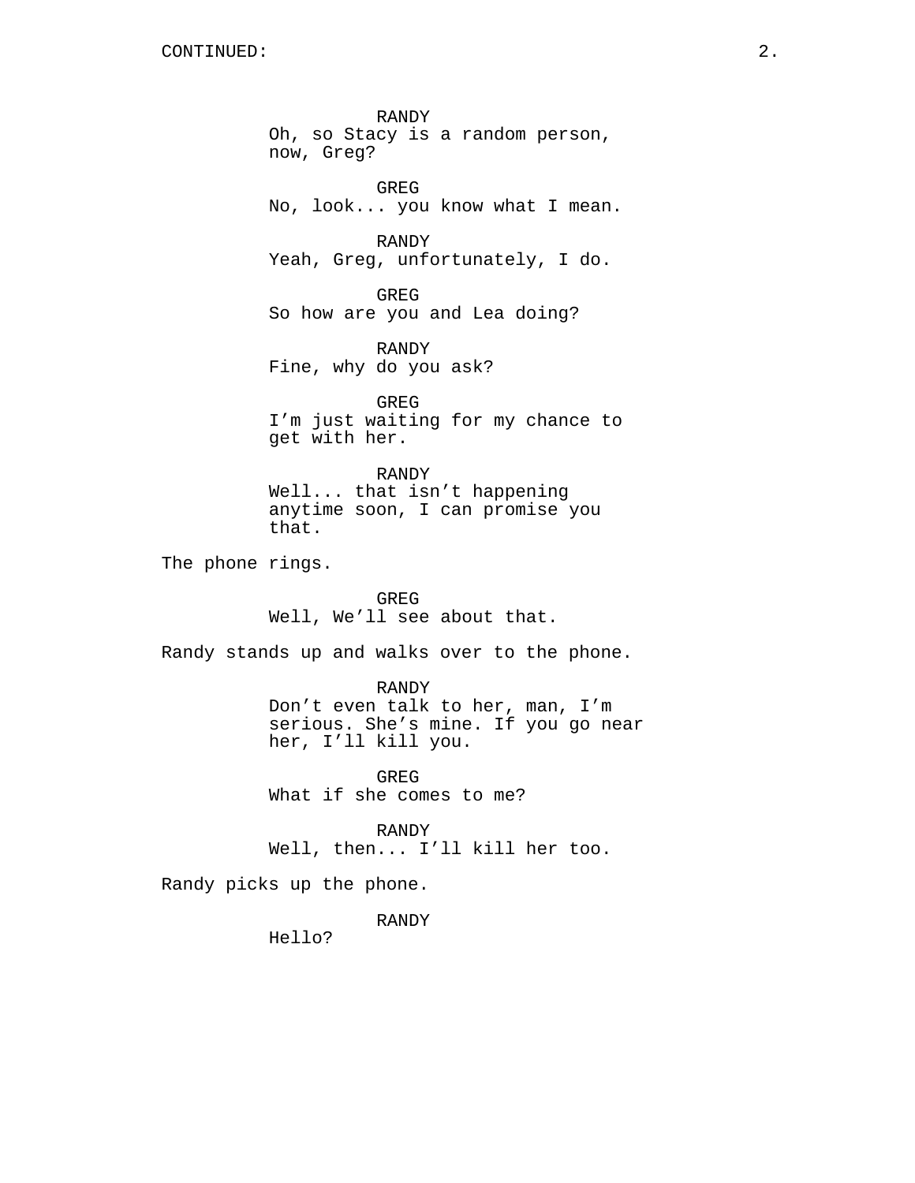RANDY
Oh, so Stacy is a random person, now, Greg?

GREG
No, look... you know what I mean.

RANDY
Yeah, Greg, unfortunately, I do.

GREG
So how are you and Lea doing?

RANDY
Fine, why do you ask?

GREG
I’m just waiting for my chance to get with her.

RANDY
Well... that isn’t happening anytime soon, I can promise you that.

The phone rings.

GREG
Well, We’ll see about that.

Randy stands up and walks over to the phone.

RANDY
Don’t even talk to her, man, I’m serious. She’s mine. If you go near her, I’ll kill you.

GREG
What if she comes to me?

RANDY
Well, then... I’ll kill her too.

Randy picks up the phone.

RANDY
Hello?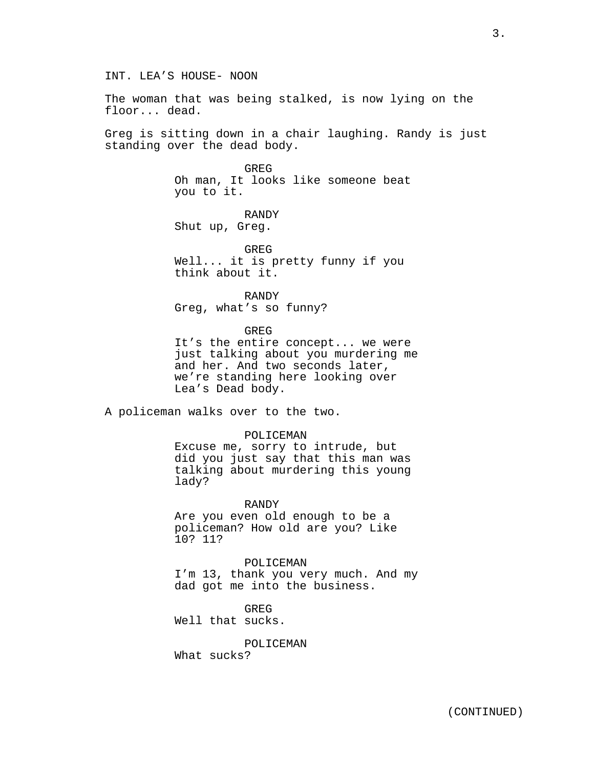INT. LEA'S HOUSE- NOON

The woman that was being stalked, is now lying on the floor... dead.

Greg is sitting down in a chair laughing. Randy is just standing over the dead body.

GREG
Oh man, It looks like someone beat you to it.

RANDY
Shut up, Greg.

GREG
Well... it is pretty funny if you think about it.

RANDY
Greg, what's so funny?

GREG
It's the entire concept... we were just talking about you murdering me and her. And two seconds later, we're standing here looking over Lea's Dead body.

A policeman walks over to the two.

POLICEMAN
Excuse me, sorry to intrude, but did you just say that this man was talking about murdering this young lady?

RANDY
Are you even old enough to be a policeman? How old are you? Like 10? 11?

POLICEMAN
I'm 13, thank you very much. And my dad got me into the business.

GREG
Well that sucks.

POLICEMAN
What sucks?

(CONTINUED)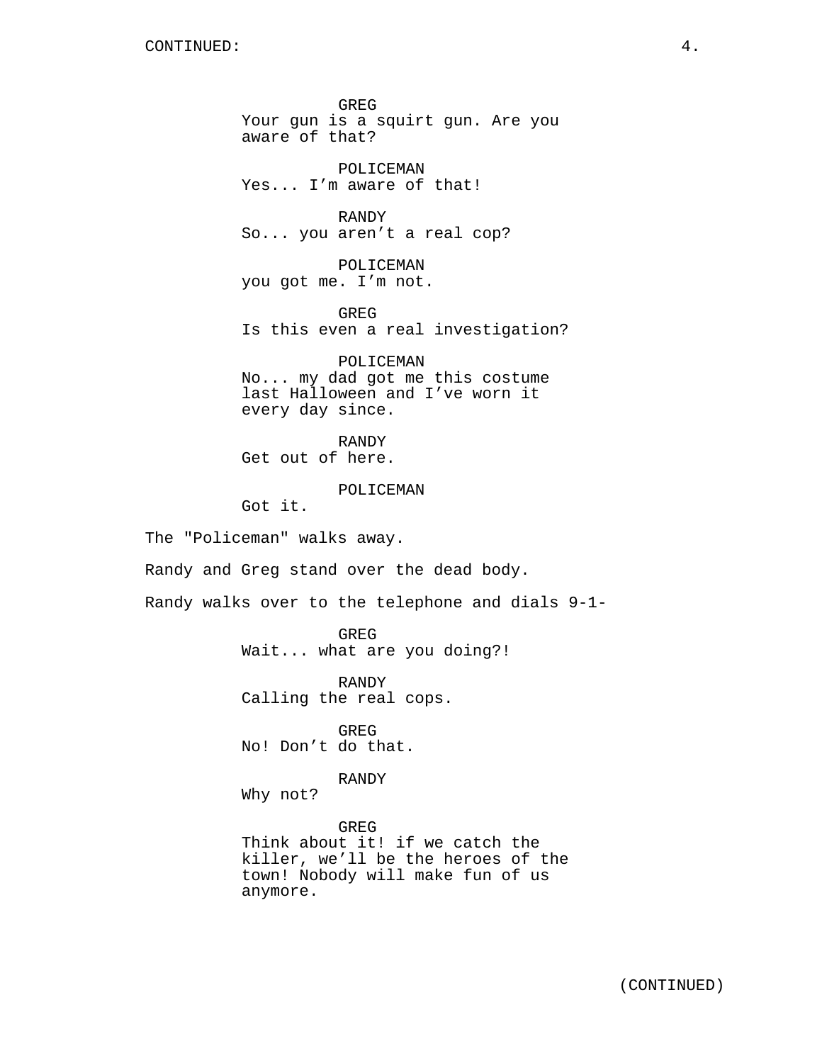GREG
Your gun is a squirt gun. Are you aware of that?

POLICEMAN
Yes... I'm aware of that!

RANDY
So... you aren't a real cop?

POLICEMAN
you got me. I'm not.

GREG
Is this even a real investigation?

POLICEMAN
No... my dad got me this costume last Halloween and I've worn it every day since.

RANDY
Get out of here.

POLICEMAN
Got it.

The "Policeman" walks away.

Randy and Greg stand over the dead body.

Randy walks over to the telephone and dials 9-1-

GREG
Wait... what are you doing?!

RANDY
Calling the real cops.

GREG
No! Don't do that.

RANDY
Why not?

GREG
Think about it! if we catch the killer, we'll be the heroes of the town! Nobody will make fun of us anymore.

(CONTINUED)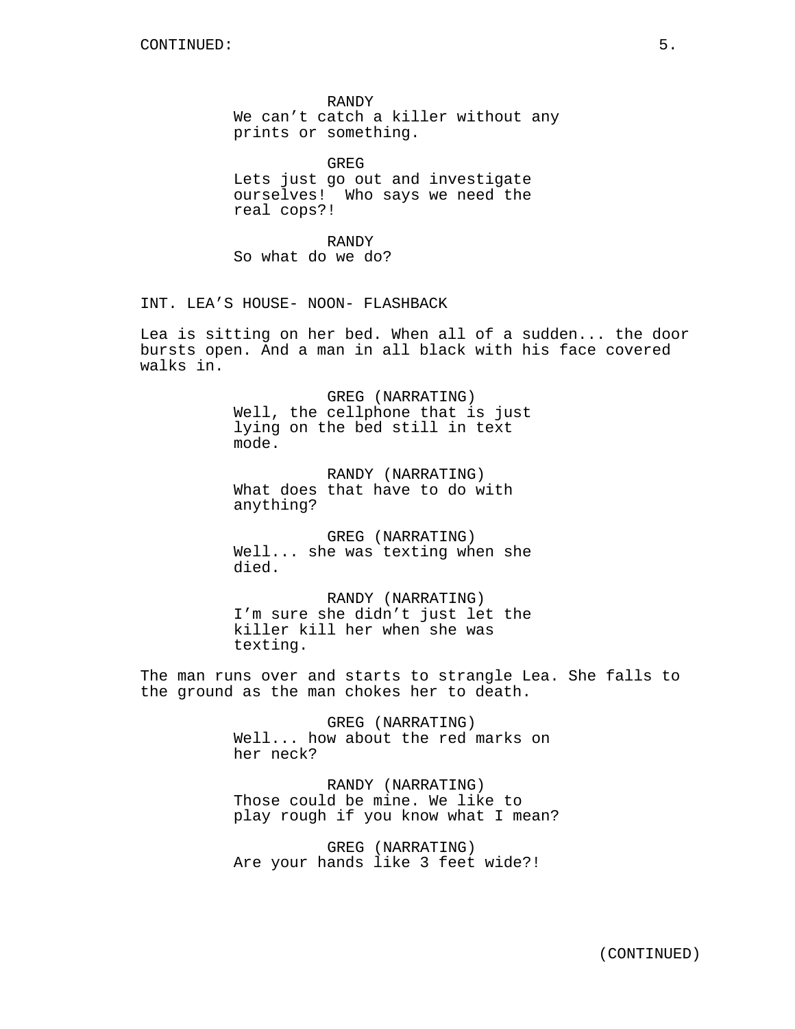RANDY
We can't catch a killer without any prints or something.

GREG
Lets just go out and investigate ourselves!  Who says we need the real cops?!

RANDY
So what do we do?

INT. LEA'S HOUSE- NOON- FLASHBACK

Lea is sitting on her bed. When all of a sudden... the door bursts open. And a man in all black with his face covered walks in.

GREG (NARRATING)
Well, the cellphone that is just lying on the bed still in text mode.

RANDY (NARRATING)
What does that have to do with anything?

GREG (NARRATING)
Well... she was texting when she died.

RANDY (NARRATING)
I'm sure she didn't just let the killer kill her when she was texting.

The man runs over and starts to strangle Lea. She falls to the ground as the man chokes her to death.

GREG (NARRATING)
Well... how about the red marks on her neck?

RANDY (NARRATING)
Those could be mine. We like to play rough if you know what I mean?

GREG (NARRATING)
Are your hands like 3 feet wide?!

(CONTINUED)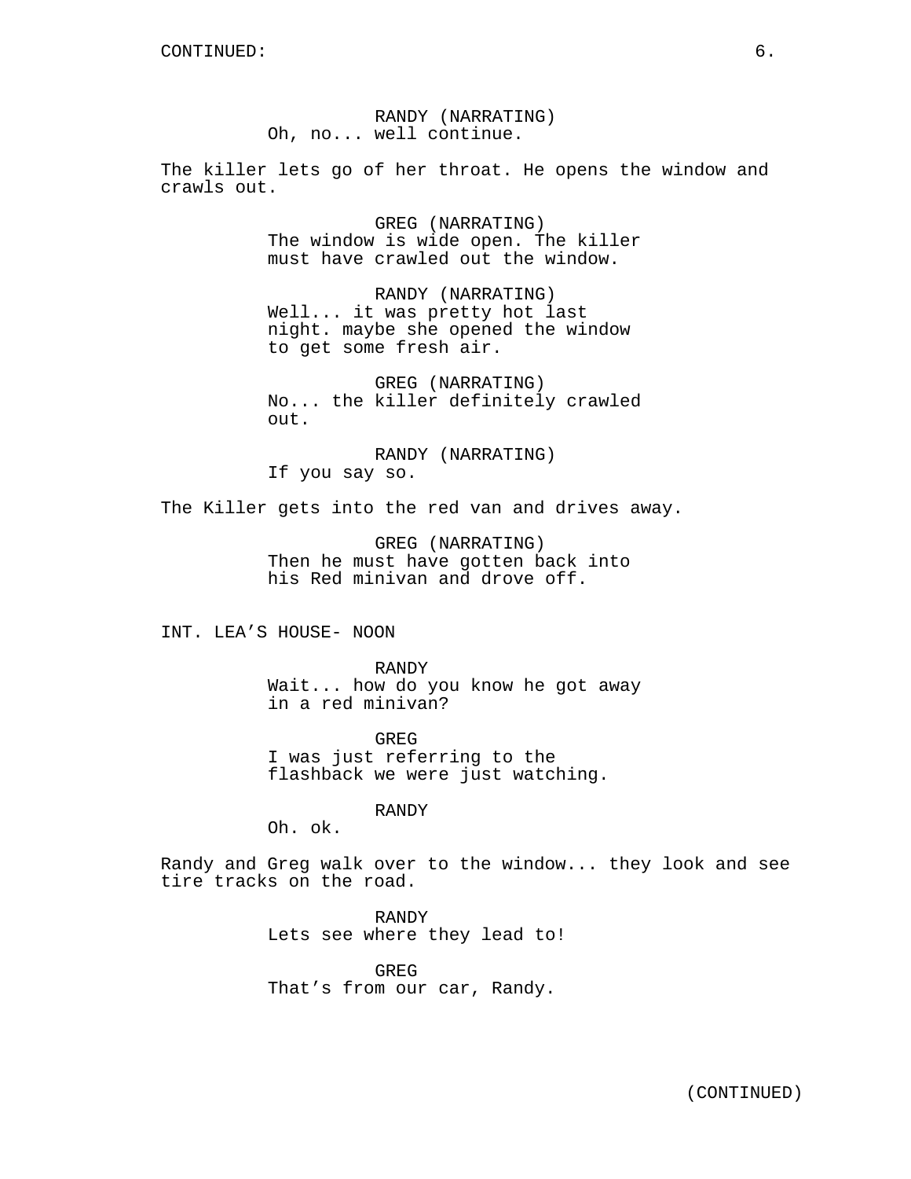RANDY (NARRATING)
Oh, no... well continue.

The killer lets go of her throat. He opens the window and crawls out.

GREG (NARRATING)
The window is wide open. The killer must have crawled out the window.

RANDY (NARRATING)
Well... it was pretty hot last night. maybe she opened the window to get some fresh air.

GREG (NARRATING)
No... the killer definitely crawled out.

RANDY (NARRATING)
If you say so.

The Killer gets into the red van and drives away.

GREG (NARRATING)
Then he must have gotten back into his Red minivan and drove off.

INT. LEA'S HOUSE- NOON

RANDY
Wait... how do you know he got away in a red minivan?

GREG
I was just referring to the flashback we were just watching.

RANDY
Oh. ok.

Randy and Greg walk over to the window... they look and see tire tracks on the road.

RANDY
Lets see where they lead to!

GREG
That's from our car, Randy.

(CONTINUED)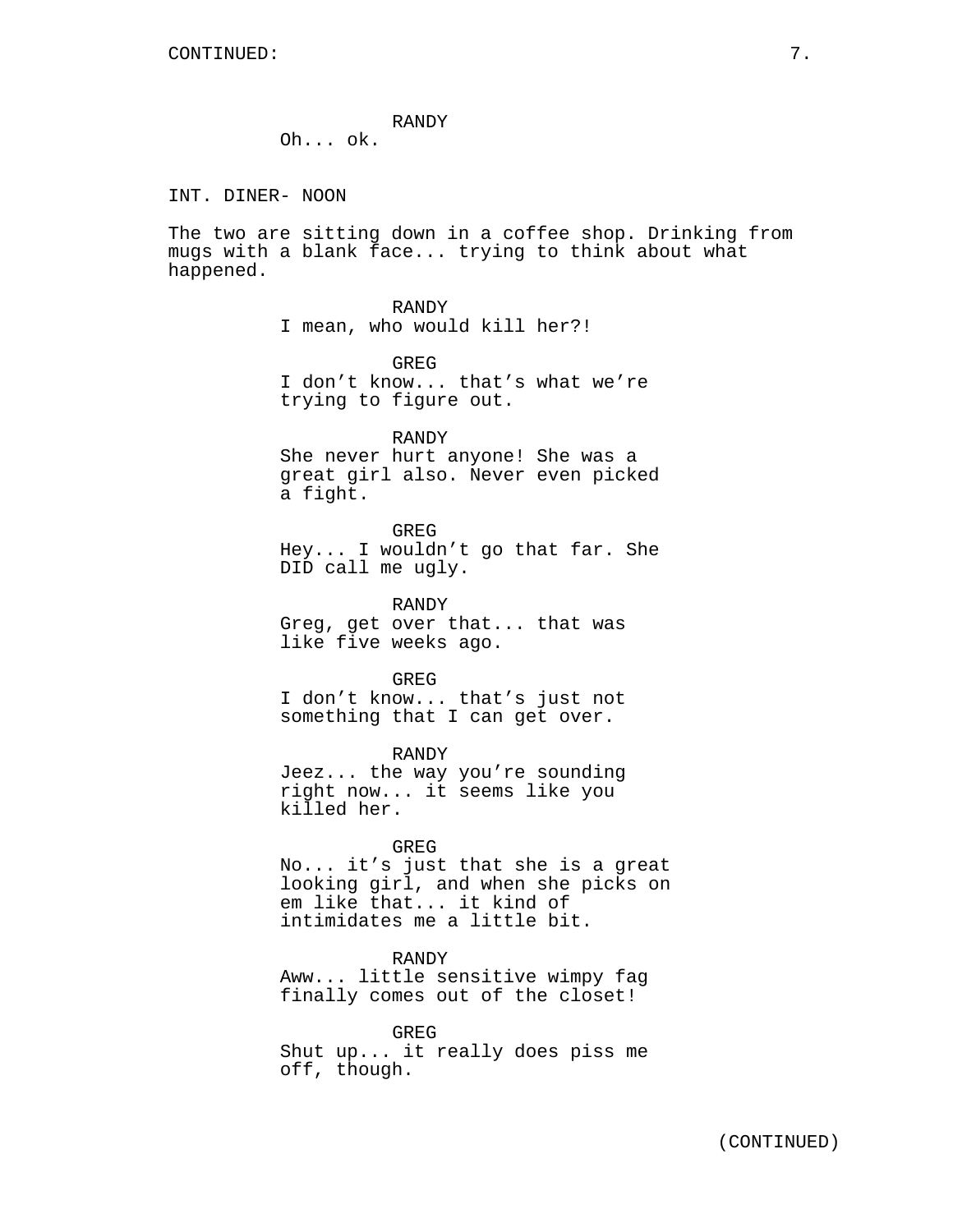RANDY
Oh... ok.

INT. DINER- NOON

The two are sitting down in a coffee shop. Drinking from mugs with a blank face... trying to think about what happened.

RANDY
I mean, who would kill her?!

GREG
I don't know... that's what we're trying to figure out.

RANDY
She never hurt anyone! She was a great girl also. Never even picked a fight.

GREG
Hey... I wouldn't go that far. She DID call me ugly.

RANDY
Greg, get over that... that was like five weeks ago.

GREG
I don't know... that's just not something that I can get over.

RANDY
Jeez... the way you're sounding right now... it seems like you killed her.

GREG
No... it's just that she is a great looking girl, and when she picks on em like that... it kind of intimidates me a little bit.

RANDY
Aww... little sensitive wimpy fag finally comes out of the closet!

GREG
Shut up... it really does piss me off, though.

(CONTINUED)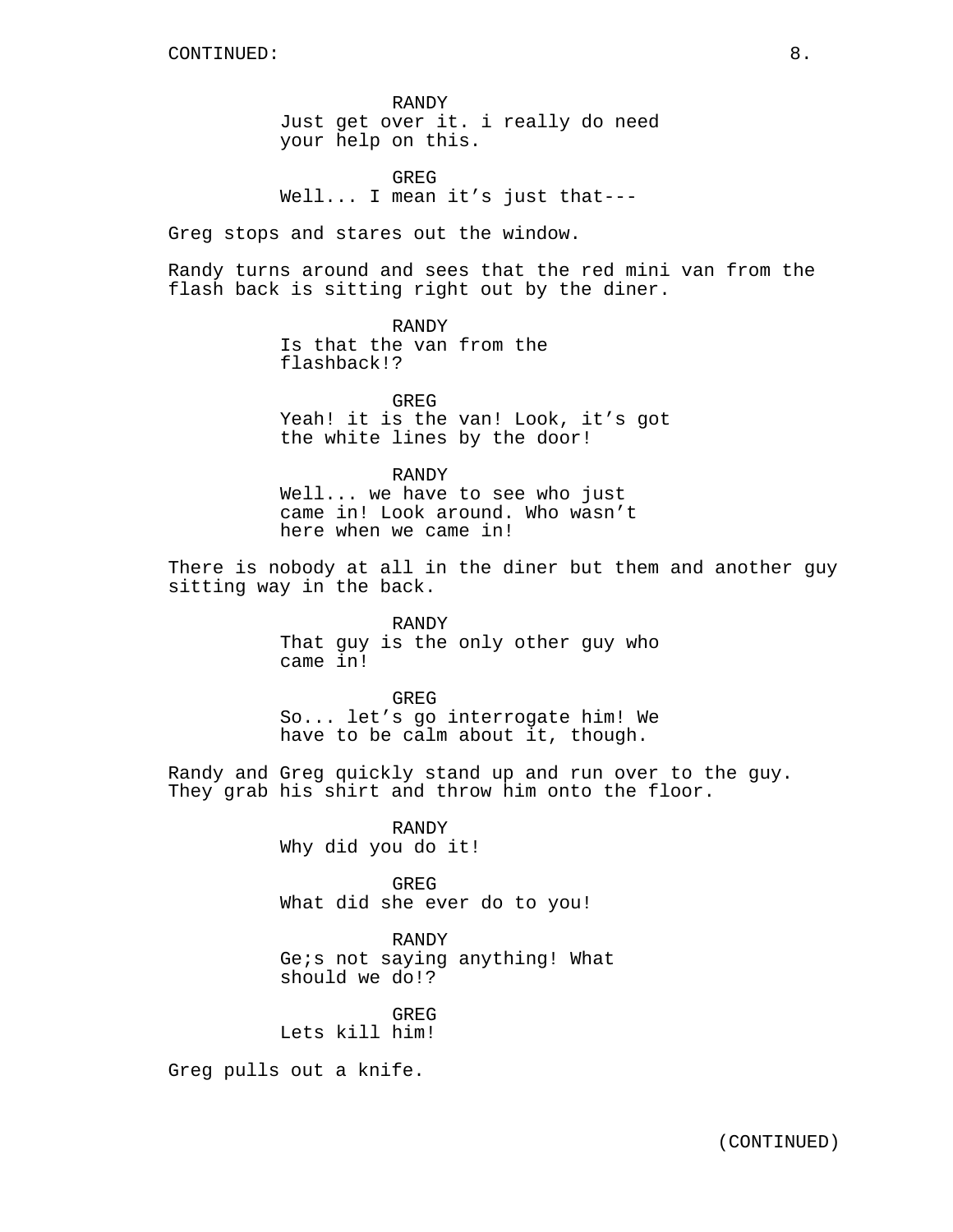CONTINUED:

RANDY
Just get over it. i really do need your help on this.

GREG
Well... I mean it’s just that---

Greg stops and stares out the window.

Randy turns around and sees that the red mini van from the flash back is sitting right out by the diner.

RANDY
Is that the van from the flashback!?

GREG
Yeah! it is the van! Look, it’s got the white lines by the door!

RANDY
Well... we have to see who just came in! Look around. Who wasn’t here when we came in!

There is nobody at all in the diner but them and another guy sitting way in the back.

RANDY
That guy is the only other guy who came in!

GREG
So... let’s go interrogate him! We have to be calm about it, though.

Randy and Greg quickly stand up and run over to the guy. They grab his shirt and throw him onto the floor.

RANDY
Why did you do it!

GREG
What did she ever do to you!

RANDY
Ge;s not saying anything! What should we do!?

GREG
Lets kill him!

Greg pulls out a knife.

(CONTINUED)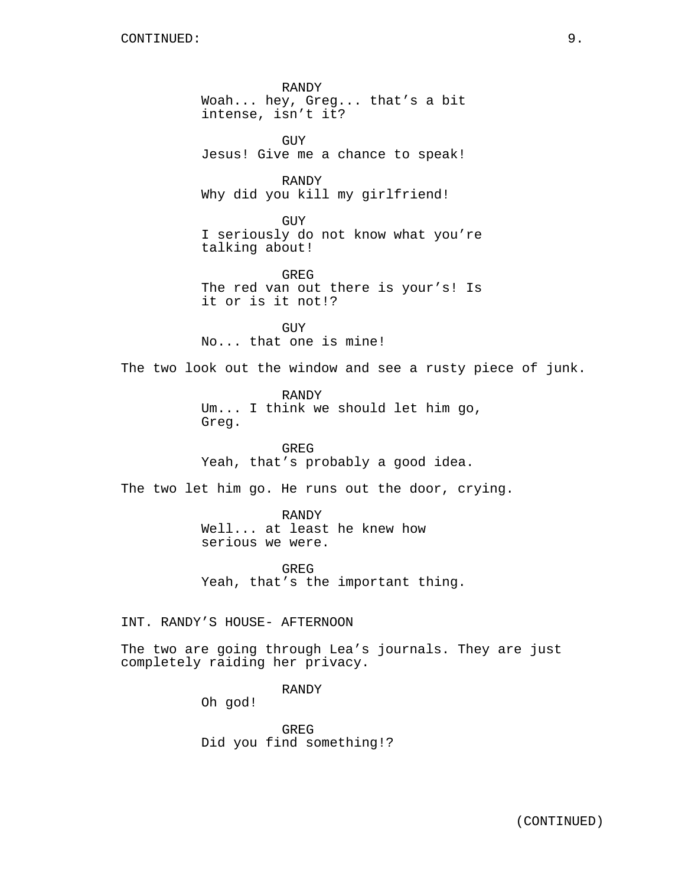RANDY
Woah... hey, Greg... that’s a bit intense, isn’t it?

GUY
Jesus! Give me a chance to speak!

RANDY
Why did you kill my girlfriend!

GUY
I seriously do not know what you’re talking about!

GREG
The red van out there is your’s! Is it or is it not!?

GUY
No... that one is mine!

The two look out the window and see a rusty piece of junk.

RANDY
Um... I think we should let him go, Greg.

GREG
Yeah, that’s probably a good idea.

The two let him go. He runs out the door, crying.

RANDY
Well... at least he knew how serious we were.

GREG
Yeah, that’s the important thing.

INT. RANDY’S HOUSE- AFTERNOON

The two are going through Lea’s journals. They are just completely raiding her privacy.

RANDY
Oh god!

GREG
Did you find something!?

(CONTINUED)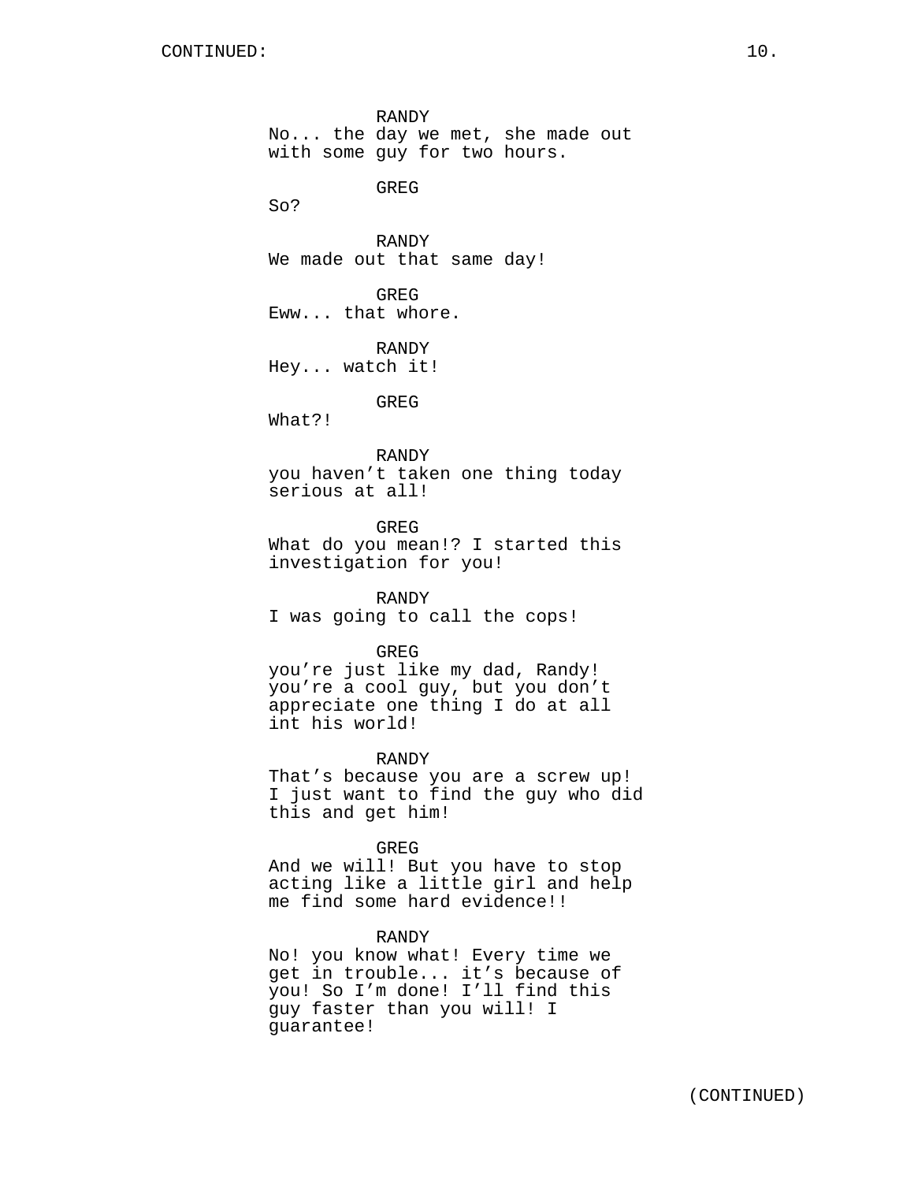CONTINUED:

RANDY
No... the day we met, she made out with some guy for two hours.

GREG
So?

RANDY
We made out that same day!

GREG
Eww... that whore.

RANDY
Hey... watch it!

GREG
What?!

RANDY
you haven’t taken one thing today serious at all!

GREG
What do you mean!? I started this investigation for you!

RANDY
I was going to call the cops!

GREG
you’re just like my dad, Randy! you’re a cool guy, but you don’t appreciate one thing I do at all int his world!

RANDY
That’s because you are a screw up! I just want to find the guy who did this and get him!

GREG
And we will! But you have to stop acting like a little girl and help me find some hard evidence!!

RANDY
No! you know what! Every time we get in trouble... it’s because of you! So I’m done! I’ll find this guy faster than you will! I guarantee!

(CONTINUED)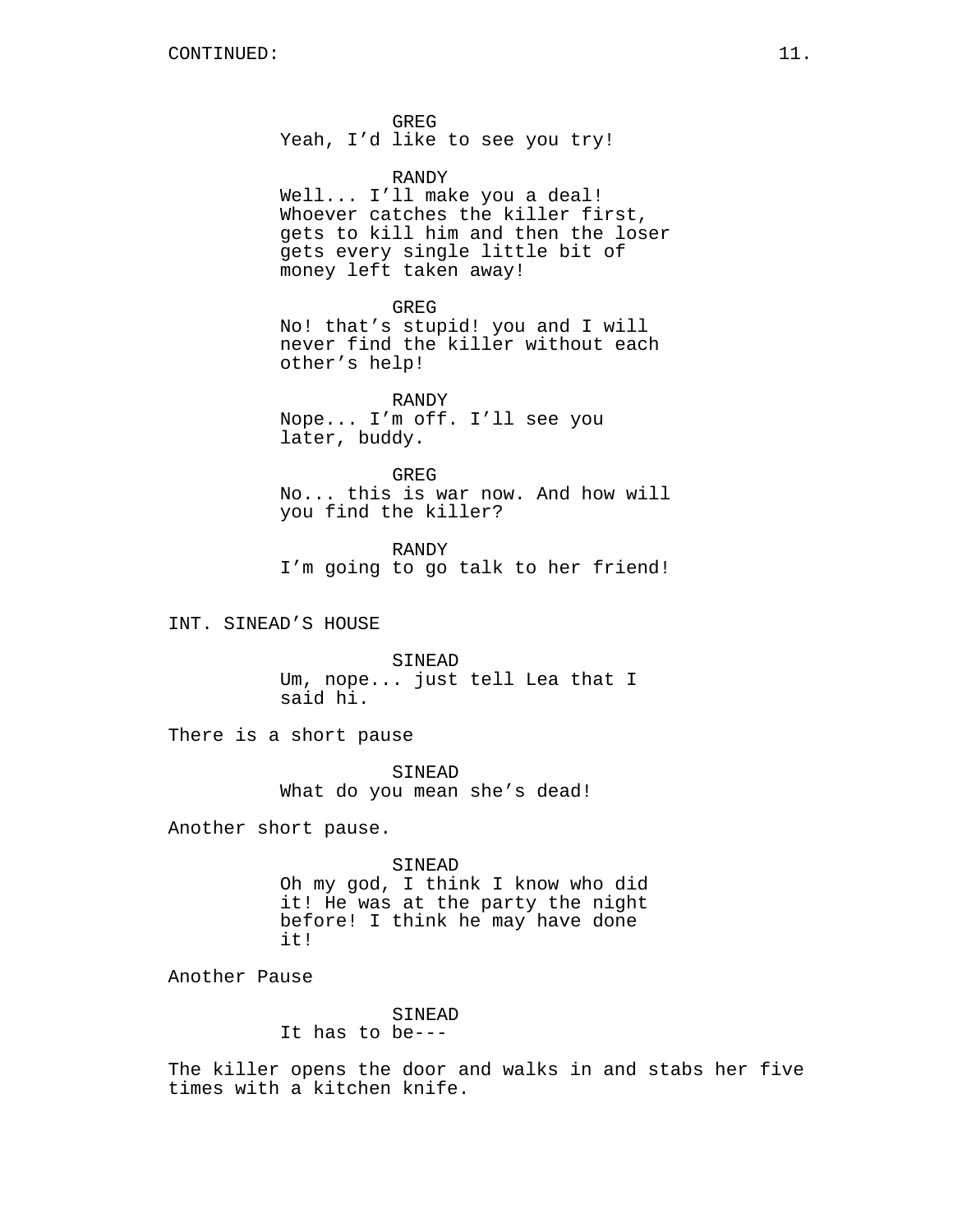GREG
Yeah, I'd like to see you try!

RANDY
Well... I'll make you a deal! Whoever catches the killer first, gets to kill him and then the loser gets every single little bit of money left taken away!

GREG
No! that's stupid! you and I will never find the killer without each other's help!

RANDY
Nope... I'm off. I'll see you later, buddy.

GREG
No... this is war now. And how will you find the killer?

RANDY
I'm going to go talk to her friend!

INT. SINEAD'S HOUSE

SINEAD
Um, nope... just tell Lea that I said hi.

There is a short pause

SINEAD
What do you mean she's dead!

Another short pause.

SINEAD
Oh my god, I think I know who did it! He was at the party the night before! I think he may have done it!

Another Pause

SINEAD
It has to be---

The killer opens the door and walks in and stabs her five times with a kitchen knife.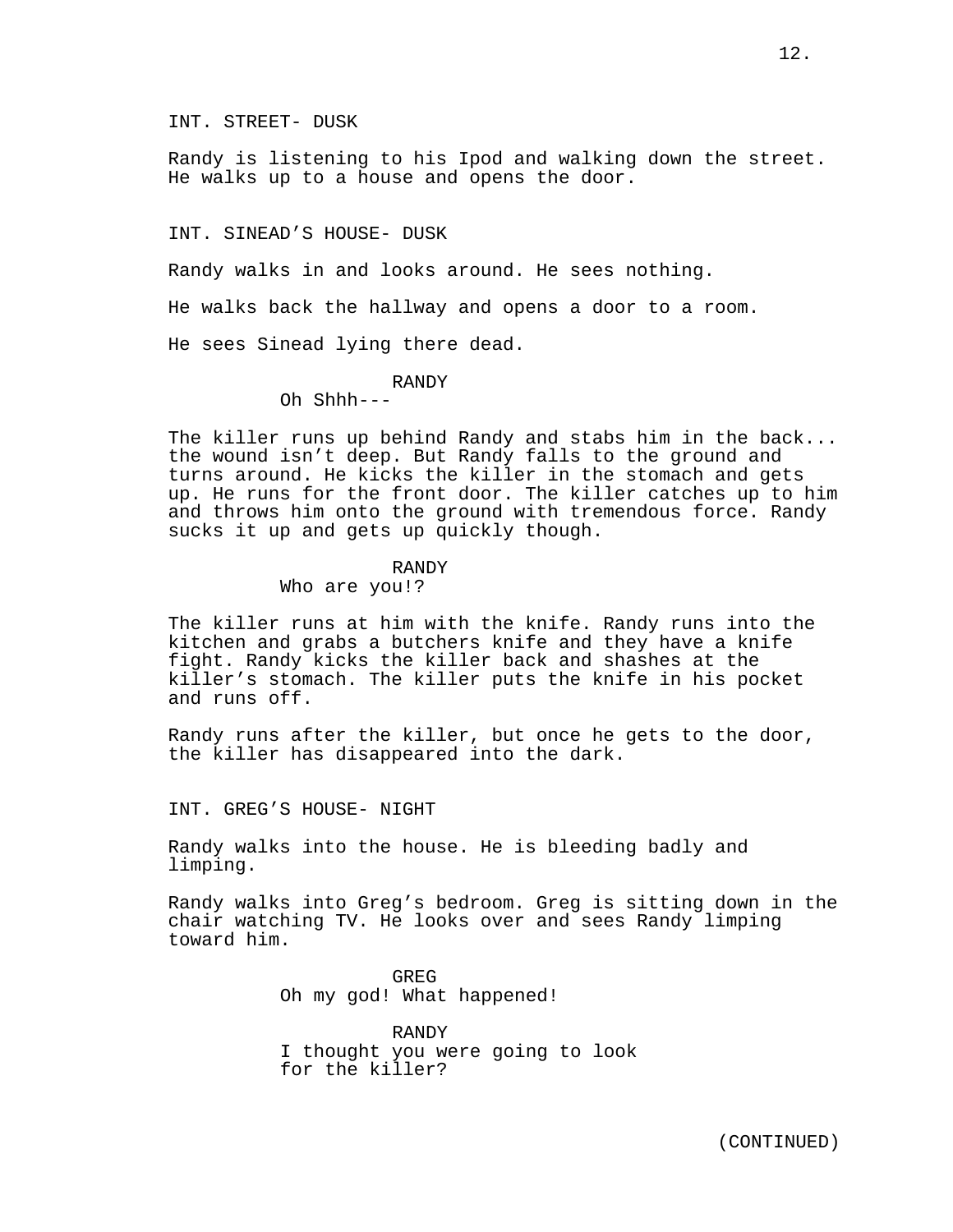INT. STREET- DUSK

Randy is listening to his Ipod and walking down the street. He walks up to a house and opens the door.

INT. SINEAD'S HOUSE- DUSK

Randy walks in and looks around. He sees nothing.

He walks back the hallway and opens a door to a room.

He sees Sinead lying there dead.

RANDY
Oh Shhh---

The killer runs up behind Randy and stabs him in the back... the wound isn't deep. But Randy falls to the ground and turns around. He kicks the killer in the stomach and gets up. He runs for the front door. The killer catches up to him and throws him onto the ground with tremendous force. Randy sucks it up and gets up quickly though.

RANDY
Who are you!?

The killer runs at him with the knife. Randy runs into the kitchen and grabs a butchers knife and they have a knife fight. Randy kicks the killer back and shashes at the killer's stomach. The killer puts the knife in his pocket and runs off.

Randy runs after the killer, but once he gets to the door, the killer has disappeared into the dark.

INT. GREG'S HOUSE- NIGHT

Randy walks into the house. He is bleeding badly and limping.

Randy walks into Greg's bedroom. Greg is sitting down in the chair watching TV. He looks over and sees Randy limping toward him.

GREG
Oh my god! What happened!

RANDY
I thought you were going to look for the killer?

(CONTINUED)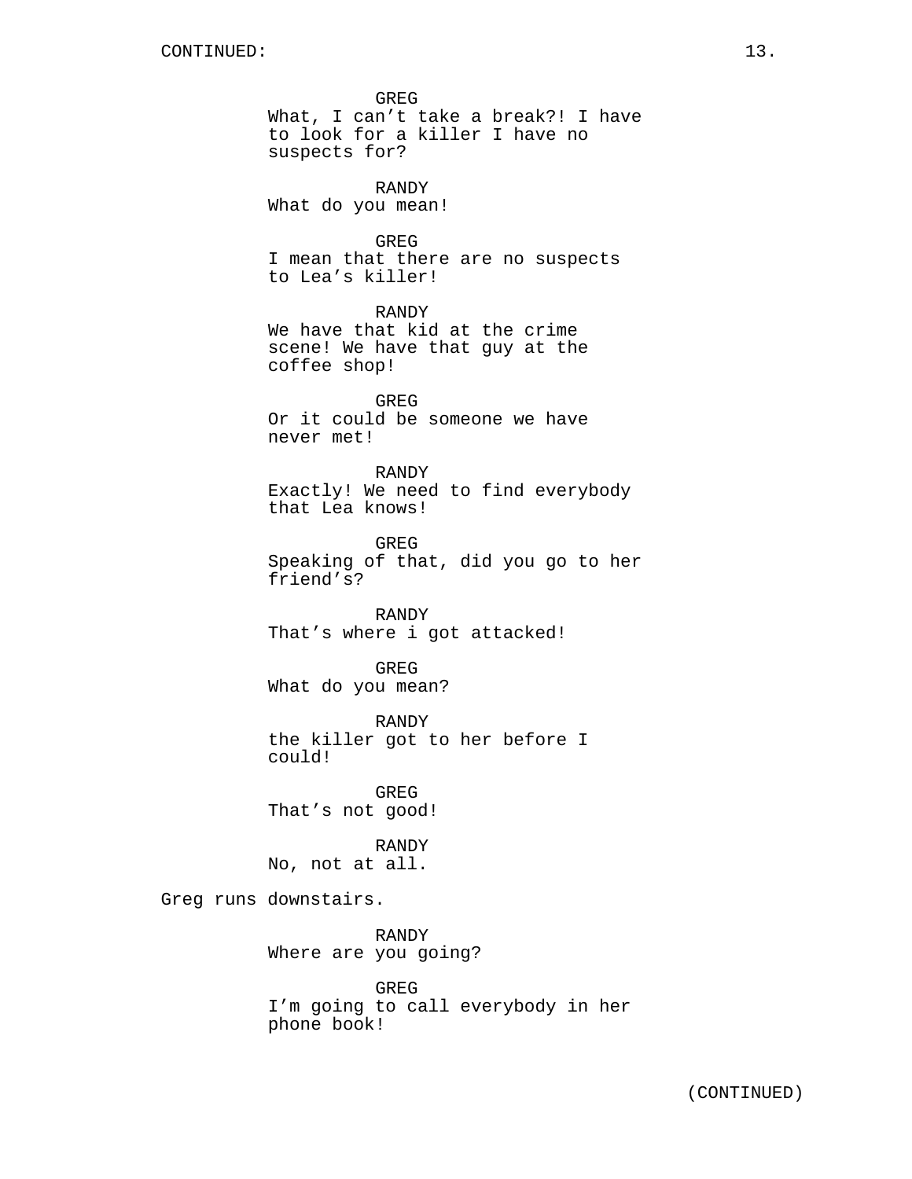CONTINUED:

GREG
What, I can’t take a break?! I have to look for a killer I have no suspects for?

RANDY
What do you mean!

GREG
I mean that there are no suspects to Lea’s killer!

RANDY
We have that kid at the crime scene! We have that guy at the coffee shop!

GREG
Or it could be someone we have never met!

RANDY
Exactly! We need to find everybody that Lea knows!

GREG
Speaking of that, did you go to her friend’s?

RANDY
That’s where i got attacked!

GREG
What do you mean?

RANDY
the killer got to her before I could!

GREG
That’s not good!

RANDY
No, not at all.

Greg runs downstairs.

RANDY
Where are you going?

GREG
I’m going to call everybody in her phone book!

(CONTINUED)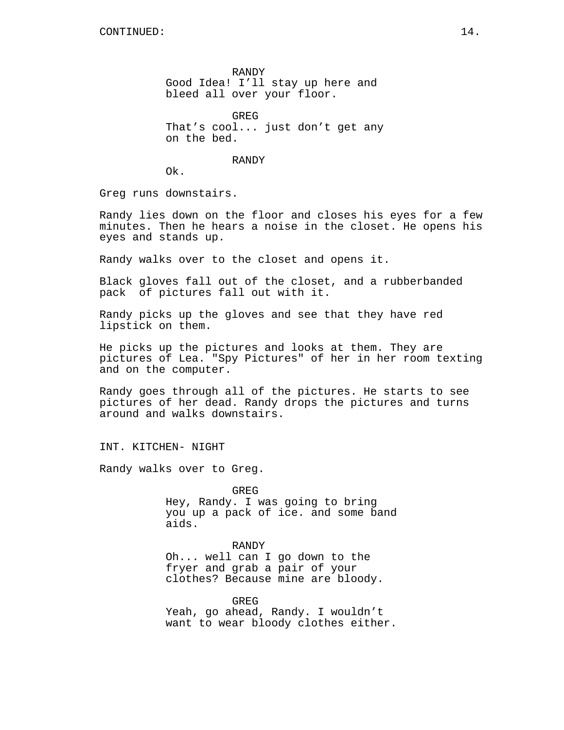RANDY
Good Idea! I'll stay up here and bleed all over your floor.

GREG
That's cool... just don't get any on the bed.

RANDY
Ok.

Greg runs downstairs.

Randy lies down on the floor and closes his eyes for a few minutes. Then he hears a noise in the closet. He opens his eyes and stands up.

Randy walks over to the closet and opens it.

Black gloves fall out of the closet, and a rubberbanded pack  of pictures fall out with it.

Randy picks up the gloves and see that they have red lipstick on them.

He picks up the pictures and looks at them. They are pictures of Lea. "Spy Pictures" of her in her room texting and on the computer.

Randy goes through all of the pictures. He starts to see pictures of her dead. Randy drops the pictures and turns around and walks downstairs.

INT. KITCHEN- NIGHT

Randy walks over to Greg.

GREG
Hey, Randy. I was going to bring you up a pack of ice. and some band aids.

RANDY
Oh... well can I go down to the fryer and grab a pair of your clothes? Because mine are bloody.

GREG
Yeah, go ahead, Randy. I wouldn't want to wear bloody clothes either.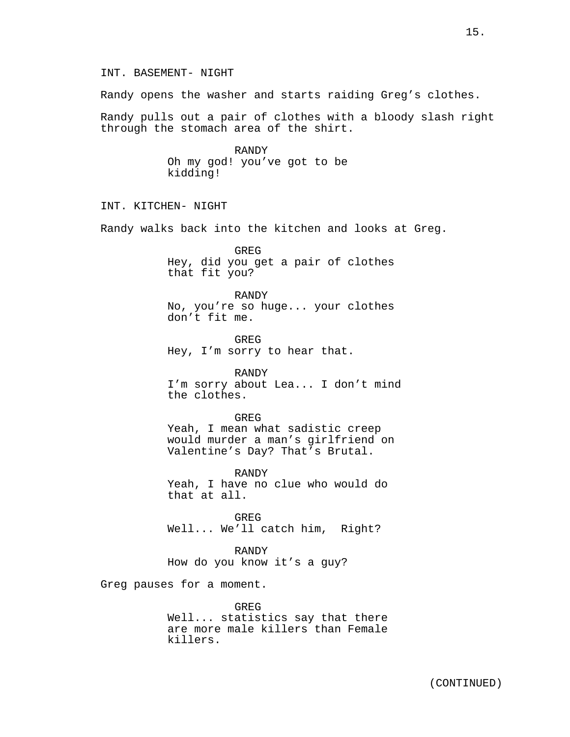INT. BASEMENT- NIGHT

Randy opens the washer and starts raiding Greg's clothes.

Randy pulls out a pair of clothes with a bloody slash right through the stomach area of the shirt.

RANDY
Oh my god! you've got to be kidding!

INT. KITCHEN- NIGHT

Randy walks back into the kitchen and looks at Greg.

GREG
Hey, did you get a pair of clothes that fit you?

RANDY
No, you're so huge... your clothes don't fit me.

GREG
Hey, I'm sorry to hear that.

RANDY
I'm sorry about Lea... I don't mind the clothes.

GREG
Yeah, I mean what sadistic creep would murder a man's girlfriend on Valentine's Day? That's Brutal.

RANDY
Yeah, I have no clue who would do that at all.

GREG
Well... We'll catch him, Right?

RANDY
How do you know it's a guy?

Greg pauses for a moment.

GREG
Well... statistics say that there are more male killers than Female killers.

(CONTINUED)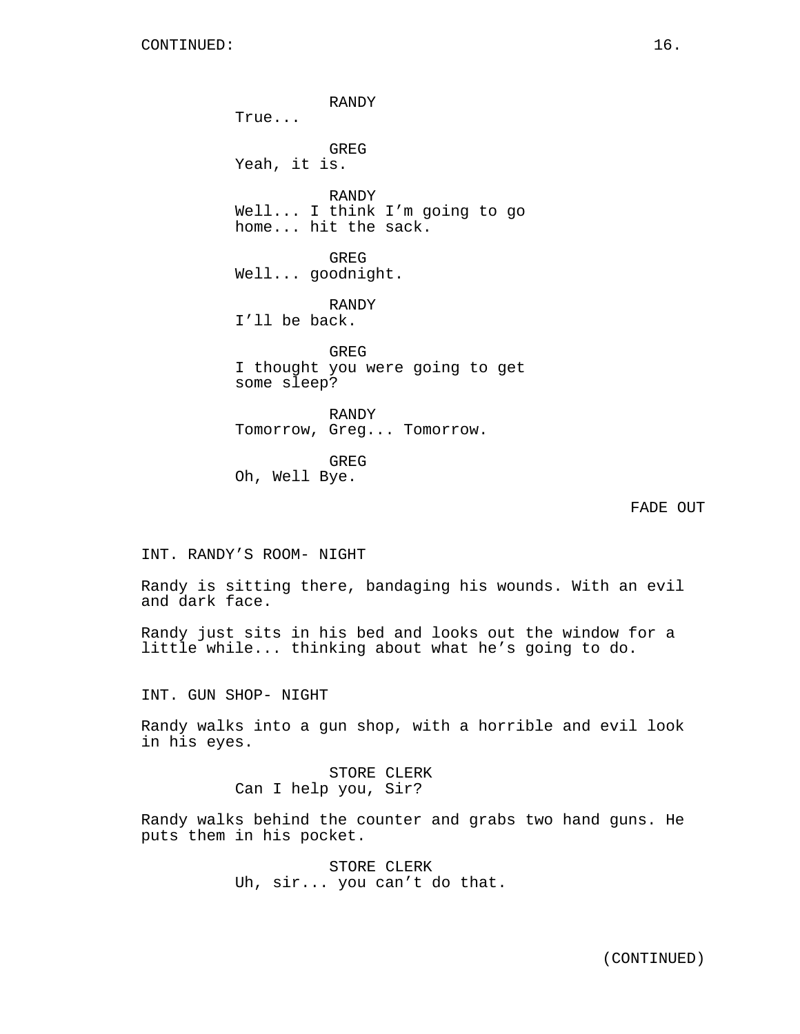RANDY
True...

GREG
Yeah, it is.

RANDY
Well... I think I'm going to go home... hit the sack.

GREG
Well... goodnight.

RANDY
I'll be back.

GREG
I thought you were going to get some sleep?

RANDY
Tomorrow, Greg... Tomorrow.

GREG
Oh, Well Bye.

FADE OUT

INT. RANDY'S ROOM- NIGHT

Randy is sitting there, bandaging his wounds. With an evil and dark face.

Randy just sits in his bed and looks out the window for a little while... thinking about what he's going to do.

INT. GUN SHOP- NIGHT

Randy walks into a gun shop, with a horrible and evil look in his eyes.

STORE CLERK
Can I help you, Sir?

Randy walks behind the counter and grabs two hand guns. He puts them in his pocket.

STORE CLERK
Uh, sir... you can't do that.

(CONTINUED)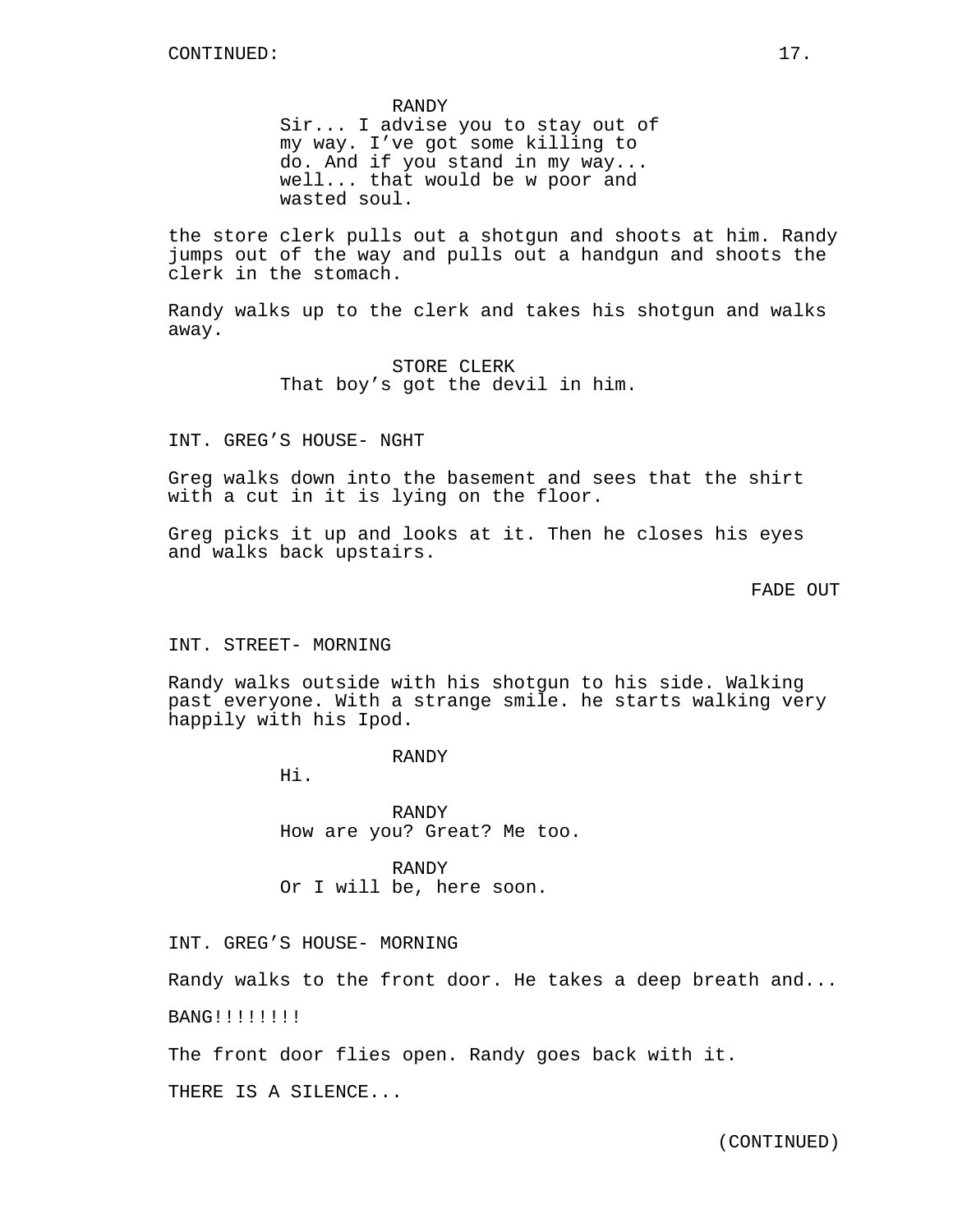CONTINUED:

RANDY
Sir... I advise you to stay out of my way. I've got some killing to do. And if you stand in my way... well... that would be w poor and wasted soul.

the store clerk pulls out a shotgun and shoots at him. Randy jumps out of the way and pulls out a handgun and shoots the clerk in the stomach.

Randy walks up to the clerk and takes his shotgun and walks away.

STORE CLERK
That boy's got the devil in him.

INT. GREG'S HOUSE- NGHT

Greg walks down into the basement and sees that the shirt with a cut in it is lying on the floor.

Greg picks it up and looks at it. Then he closes his eyes and walks back upstairs.

FADE OUT

INT. STREET- MORNING

Randy walks outside with his shotgun to his side. Walking past everyone. With a strange smile. he starts walking very happily with his Ipod.

RANDY
Hi.

RANDY
How are you? Great? Me too.

RANDY
Or I will be, here soon.

INT. GREG'S HOUSE- MORNING

Randy walks to the front door. He takes a deep breath and...

BANG!!!!!!!!

The front door flies open. Randy goes back with it.

THERE IS A SILENCE...

(CONTINUED)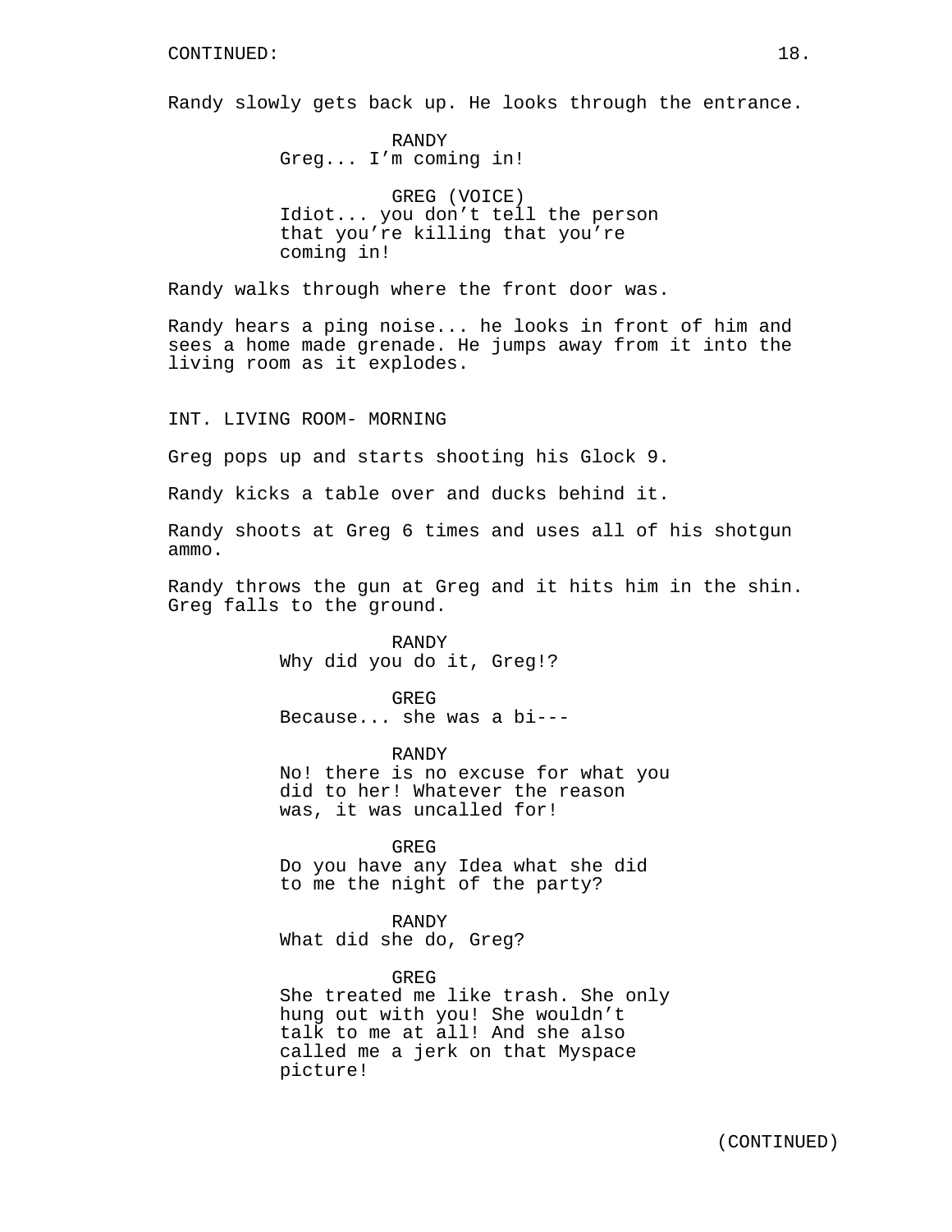Randy slowly gets back up. He looks through the entrance.

RANDY
Greg... I’m coming in!

GREG (VOICE)
Idiot... you don’t tell the person that you’re killing that you’re coming in!

Randy walks through where the front door was.

Randy hears a ping noise... he looks in front of him and sees a home made grenade. He jumps away from it into the living room as it explodes.

INT. LIVING ROOM- MORNING

Greg pops up and starts shooting his Glock 9.

Randy kicks a table over and ducks behind it.

Randy shoots at Greg 6 times and uses all of his shotgun ammo.

Randy throws the gun at Greg and it hits him in the shin. Greg falls to the ground.

RANDY
Why did you do it, Greg!?

GREG
Because... she was a bi---

RANDY
No! there is no excuse for what you did to her! Whatever the reason was, it was uncalled for!

GREG
Do you have any Idea what she did to me the night of the party?

RANDY
What did she do, Greg?

GREG
She treated me like trash. She only hung out with you! She wouldn’t talk to me at all! And she also called me a jerk on that Myspace picture!

(CONTINUED)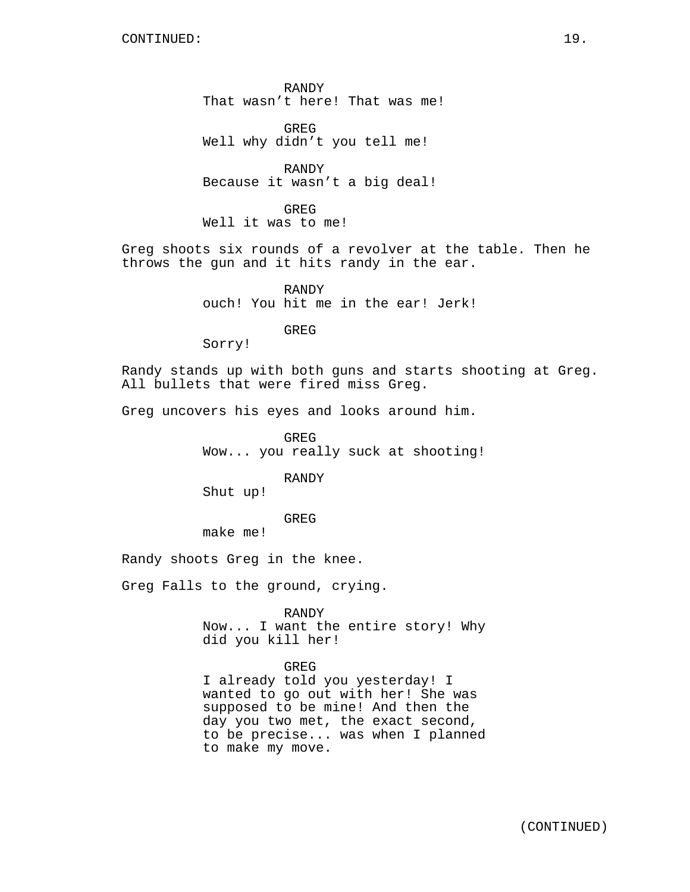CONTINUED:

RANDY
That wasn't here! That was me!

GREG
Well why didn't you tell me!

RANDY
Because it wasn't a big deal!

GREG
Well it was to me!

Greg shoots six rounds of a revolver at the table. Then he throws the gun and it hits randy in the ear.

RANDY
ouch! You hit me in the ear! Jerk!

GREG
Sorry!

Randy stands up with both guns and starts shooting at Greg. All bullets that were fired miss Greg.

Greg uncovers his eyes and looks around him.

GREG
Wow... you really suck at shooting!

RANDY
Shut up!

GREG
make me!

Randy shoots Greg in the knee.

Greg Falls to the ground, crying.

RANDY
Now... I want the entire story! Why did you kill her!

GREG
I already told you yesterday! I wanted to go out with her! She was supposed to be mine! And then the day you two met, the exact second, to be precise... was when I planned to make my move.

(CONTINUED)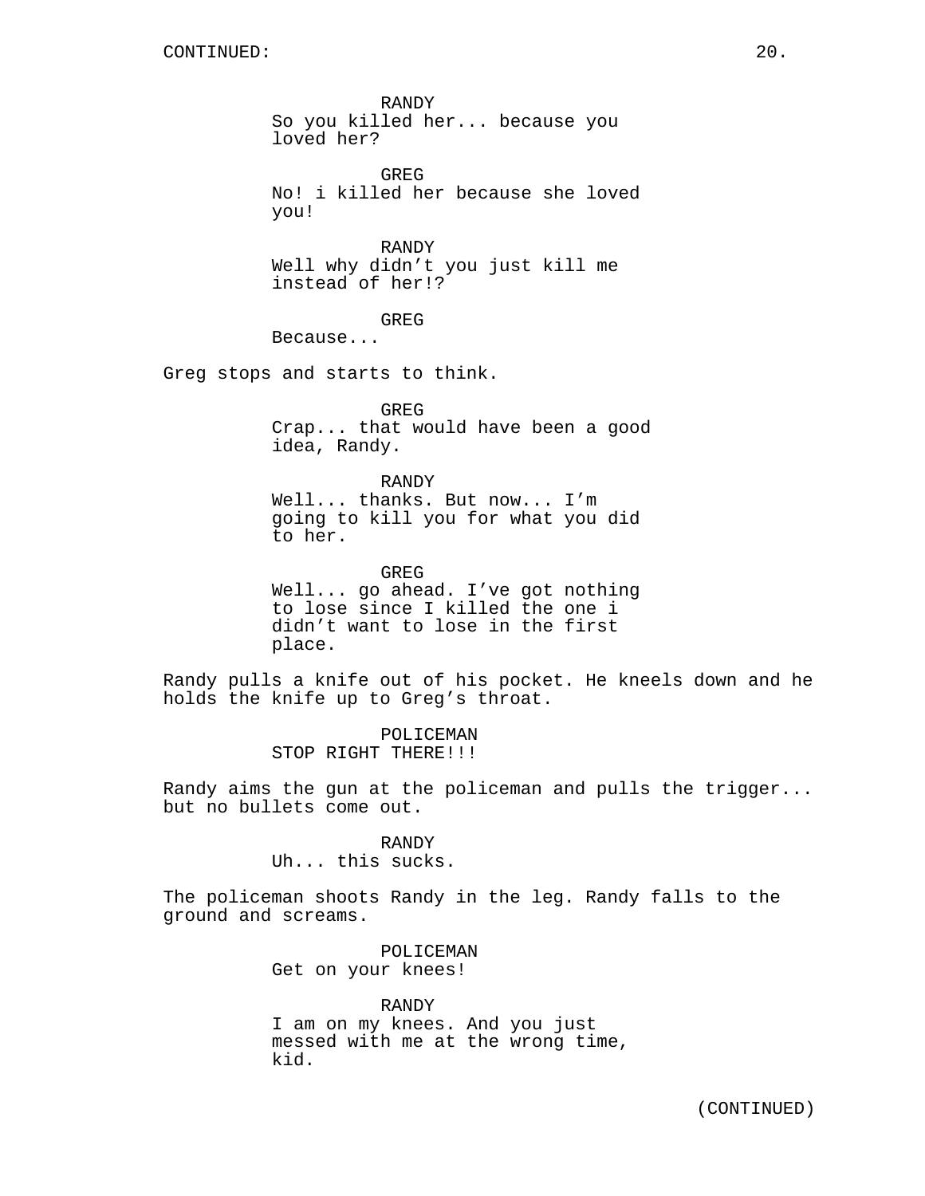RANDY
So you killed her... because you loved her?

GREG
No! i killed her because she loved you!

RANDY
Well why didn't you just kill me instead of her!?

GREG
Because...

Greg stops and starts to think.

GREG
Crap... that would have been a good idea, Randy.

RANDY
Well... thanks. But now... I'm going to kill you for what you did to her.

GREG
Well... go ahead. I've got nothing to lose since I killed the one i didn't want to lose in the first place.

Randy pulls a knife out of his pocket. He kneels down and he holds the knife up to Greg's throat.

POLICEMAN
STOP RIGHT THERE!!!

Randy aims the gun at the policeman and pulls the trigger... but no bullets come out.

RANDY
Uh... this sucks.

The policeman shoots Randy in the leg. Randy falls to the ground and screams.

POLICEMAN
Get on your knees!

RANDY
I am on my knees. And you just messed with me at the wrong time, kid.

(CONTINUED)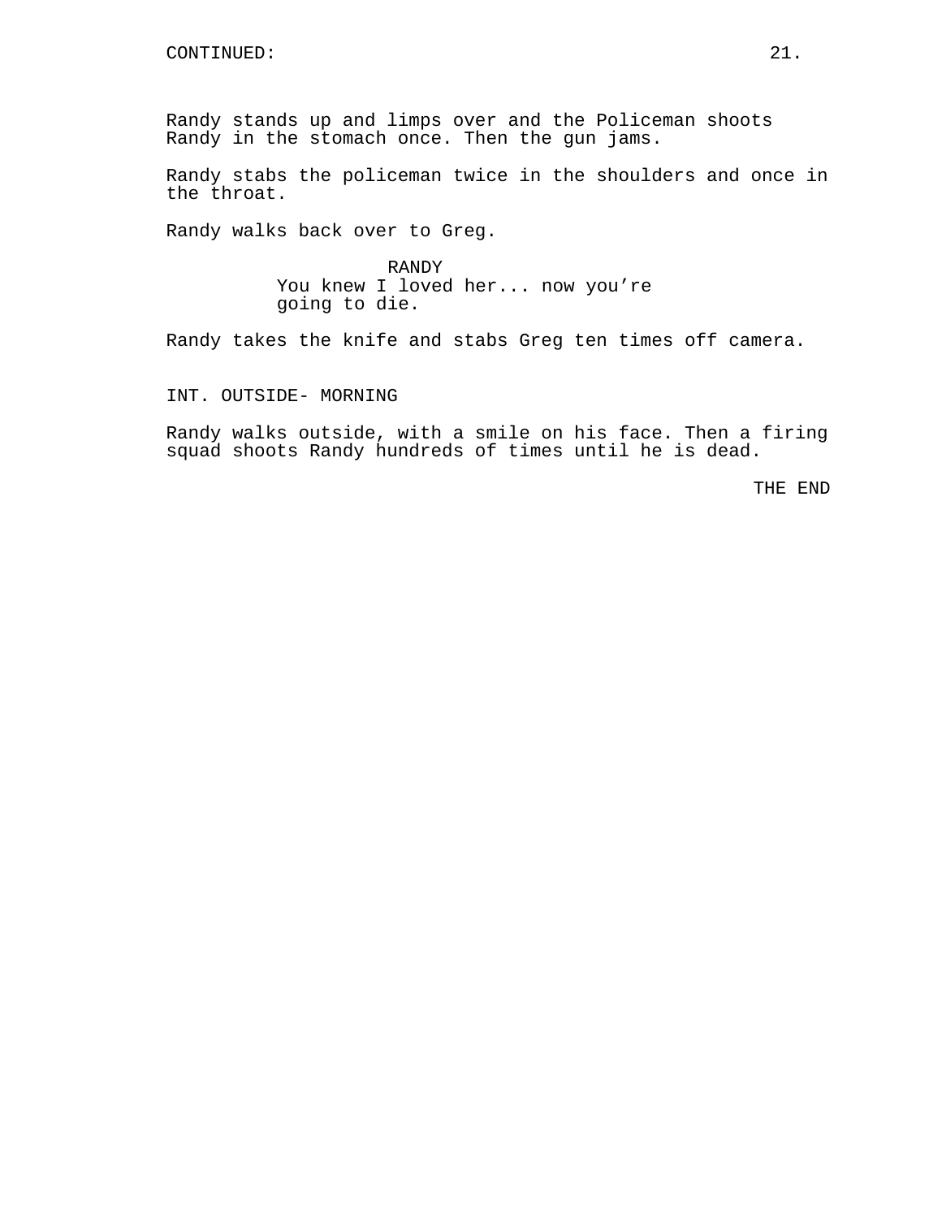Randy stands up and limps over and the Policeman shoots Randy in the stomach once. Then the gun jams.

Randy stabs the policeman twice in the shoulders and once in the throat.

Randy walks back over to Greg.

RANDY
You knew I loved her... now you’re going to die.

Randy takes the knife and stabs Greg ten times off camera.

INT. OUTSIDE- MORNING

Randy walks outside, with a smile on his face. Then a firing squad shoots Randy hundreds of times until he is dead.

THE END